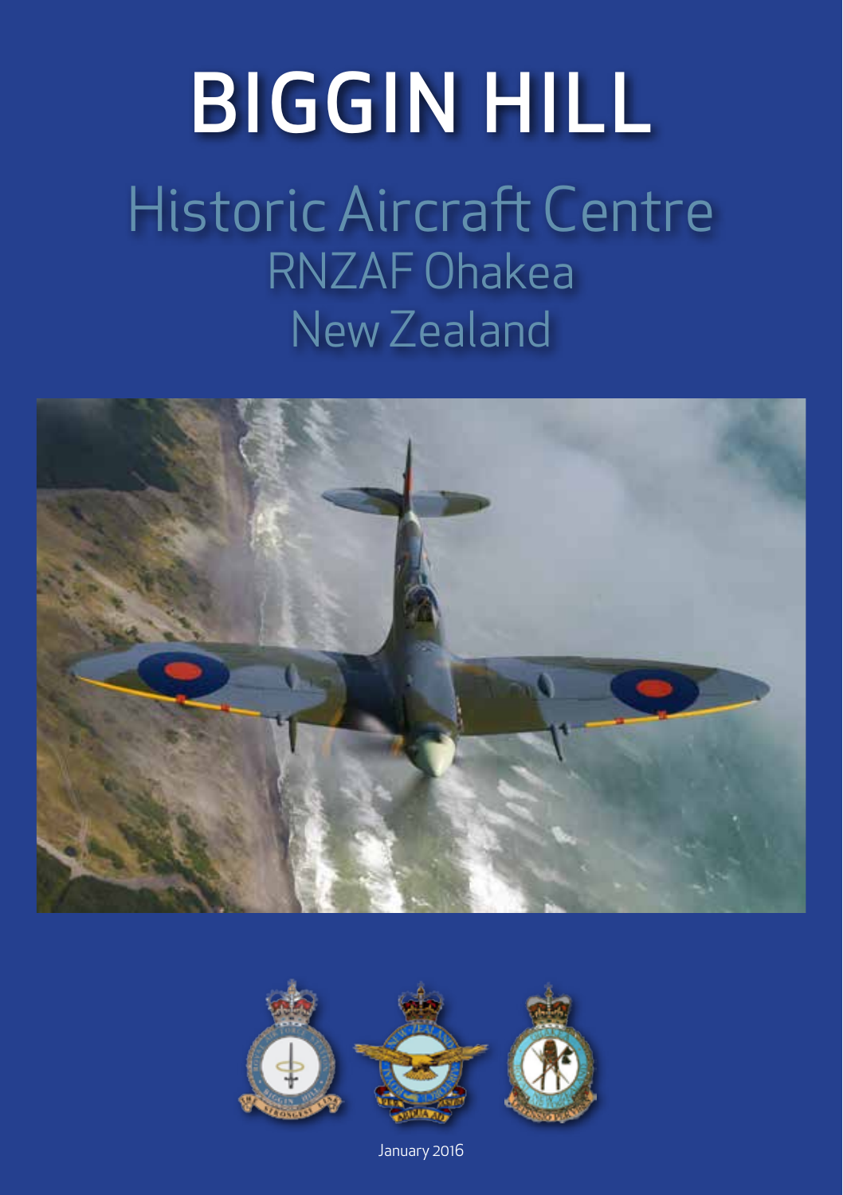# BIGGIN HILL

## Historic Aircraft Centre
## RNZAF Ohakea
## New Zealand

January 2016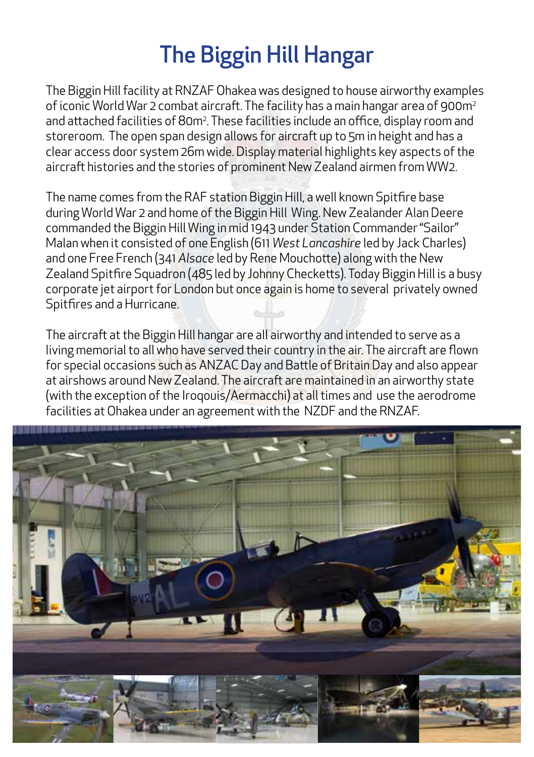# The Biggin Hill Hangar

The Biggin Hill facility at RNZAF Ohakea was designed to house airworthy examples of iconic World War 2 combat aircraft. The facility has a main hangar area of 900m$^2$ and attached facilities of 80m$^2$. These facilities include an office, display room and storeroom. The open span design allows for aircraft up to 5m in height and has a clear access door system 26m wide. Display material highlights key aspects of the aircraft histories and the stories of prominent New Zealand airmen from WW2.

The name comes from the RAF station Biggin Hill, a well known Spitfire base during World War 2 and home of the Biggin Hill Wing. New Zealander Alan Deere commanded the Biggin Hill Wing in mid 1943 under Station Commander "Sailor" Malan when it consisted of one English (611 *West Lancashire* led by Jack Charles) and one Free French (341 *Alsace* led by Rene Mouchotte) along with the New Zealand Spitfire Squadron (485 led by Johnny Checketts). Today Biggin Hill is a busy corporate jet airport for London but once again is home to several privately owned Spitfires and a Hurricane.

The aircraft at the Biggin Hill hangar are all airworthy and intended to serve as a living memorial to all who have served their country in the air. The aircraft are flown for special occasions such as ANZAC Day and Battle of Britain Day and also appear at airshows around New Zealand. The aircraft are maintained in an airworthy state (with the exception of the Iroqouis/Aermacchi) at all times and use the aerodrome facilities at Ohakea under an agreement with the NZDF and the RNZAF.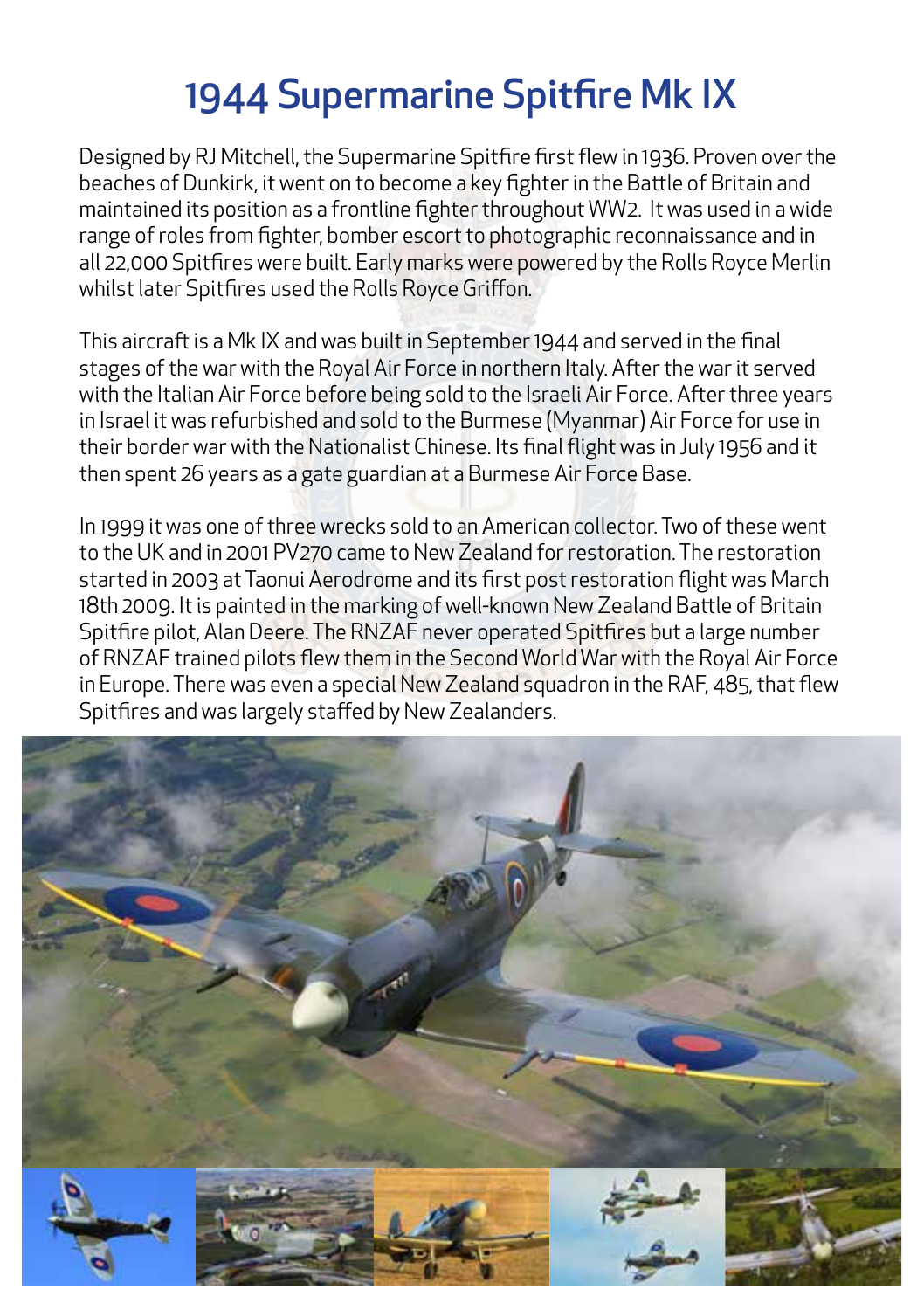# 1944 Supermarine Spitfire Mk IX

Designed by RJ Mitchell, the Supermarine Spitfire first flew in 1936. Proven over the beaches of Dunkirk, it went on to become a key fighter in the Battle of Britain and maintained its position as a frontline fighter throughout WW2. It was used in a wide range of roles from fighter, bomber escort to photographic reconnaissance and in all 22,000 Spitfires were built. Early marks were powered by the Rolls Royce Merlin whilst later Spitfires used the Rolls Royce Griffon.

This aircraft is a Mk IX and was built in September 1944 and served in the final stages of the war with the Royal Air Force in northern Italy. After the war it served with the Italian Air Force before being sold to the Israeli Air Force. After three years in Israel it was refurbished and sold to the Burmese (Myanmar) Air Force for use in their border war with the Nationalist Chinese. Its final flight was in July 1956 and it then spent 26 years as a gate guardian at a Burmese Air Force Base.

In 1999 it was one of three wrecks sold to an American collector. Two of these went to the UK and in 2001 PV270 came to New Zealand for restoration. The restoration started in 2003 at Taonui Aerodrome and its first post restoration flight was March 18th 2009. It is painted in the marking of well-known New Zealand Battle of Britain Spitfire pilot, Alan Deere. The RNZAF never operated Spitfires but a large number of RNZAF trained pilots flew them in the Second World War with the Royal Air Force in Europe. There was even a special New Zealand squadron in the RAF, 485, that flew Spitfires and was largely staffed by New Zealanders.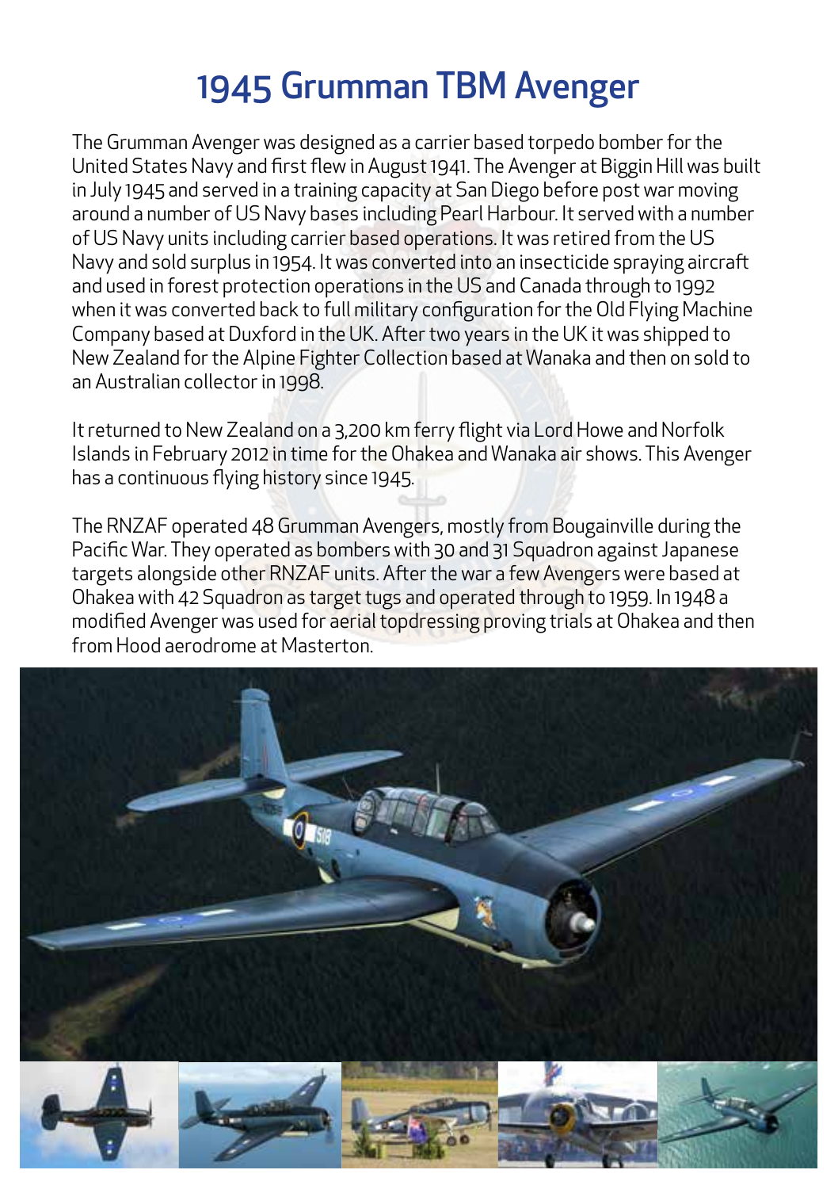# 1945 Grumman TBM Avenger

The Grumman Avenger was designed as a carrier based torpedo bomber for the United States Navy and first flew in August 1941. The Avenger at Biggin Hill was built in July 1945 and served in a training capacity at San Diego before post war moving around a number of US Navy bases including Pearl Harbour. It served with a number of US Navy units including carrier based operations. It was retired from the US Navy and sold surplus in 1954. It was converted into an insecticide spraying aircraft and used in forest protection operations in the US and Canada through to 1992 when it was converted back to full military configuration for the Old Flying Machine Company based at Duxford in the UK. After two years in the UK it was shipped to New Zealand for the Alpine Fighter Collection based at Wanaka and then on sold to an Australian collector in 1998.

It returned to New Zealand on a 3,200 km ferry flight via Lord Howe and Norfolk Islands in February 2012 in time for the Ohakea and Wanaka air shows. This Avenger has a continuous flying history since 1945.

The RNZAF operated 48 Grumman Avengers, mostly from Bougainville during the Pacific War. They operated as bombers with 30 and 31 Squadron against Japanese targets alongside other RNZAF units. After the war a few Avengers were based at Ohakea with 42 Squadron as target tugs and operated through to 1959. In 1948 a modified Avenger was used for aerial topdressing proving trials at Ohakea and then from Hood aerodrome at Masterton.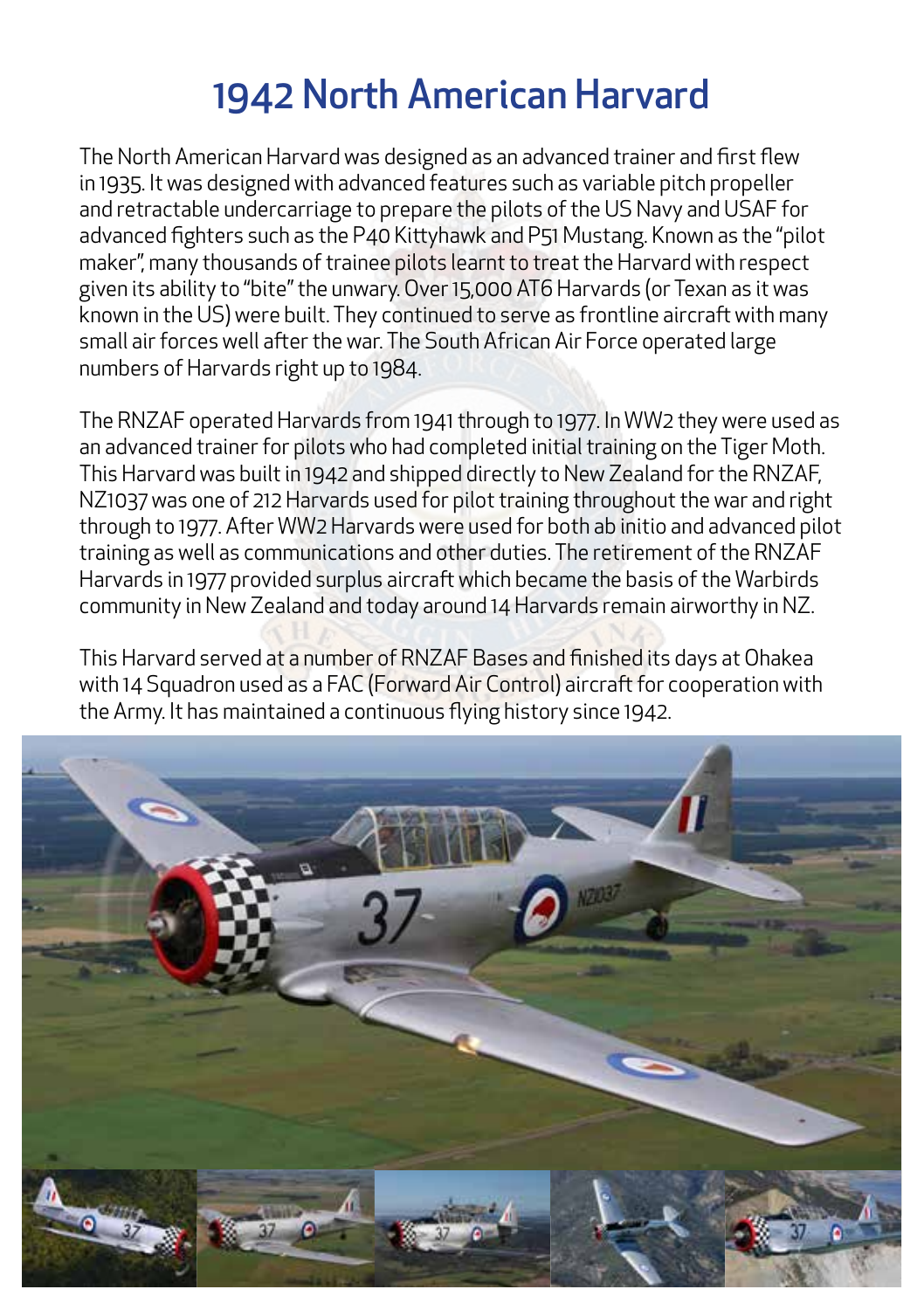# 1942 North American Harvard

The North American Harvard was designed as an advanced trainer and first flew in 1935. It was designed with advanced features such as variable pitch propeller and retractable undercarriage to prepare the pilots of the US Navy and USAF for advanced fighters such as the P40 Kittyhawk and P51 Mustang. Known as the "pilot maker", many thousands of trainee pilots learnt to treat the Harvard with respect given its ability to "bite" the unwary. Over 15,000 AT6 Harvards (or Texan as it was known in the US) were built. They continued to serve as frontline aircraft with many small air forces well after the war. The South African Air Force operated large numbers of Harvards right up to 1984.

The RNZAF operated Harvards from 1941 through to 1977. In WW2 they were used as an advanced trainer for pilots who had completed initial training on the Tiger Moth. This Harvard was built in 1942 and shipped directly to New Zealand for the RNZAF, NZ1037 was one of 212 Harvards used for pilot training throughout the war and right through to 1977. After WW2 Harvards were used for both ab initio and advanced pilot training as well as communications and other duties. The retirement of the RNZAF Harvards in 1977 provided surplus aircraft which became the basis of the Warbirds community in New Zealand and today around 14 Harvards remain airworthy in NZ.

This Harvard served at a number of RNZAF Bases and finished its days at Ohakea with 14 Squadron used as a FAC (Forward Air Control) aircraft for cooperation with the Army. It has maintained a continuous flying history since 1942.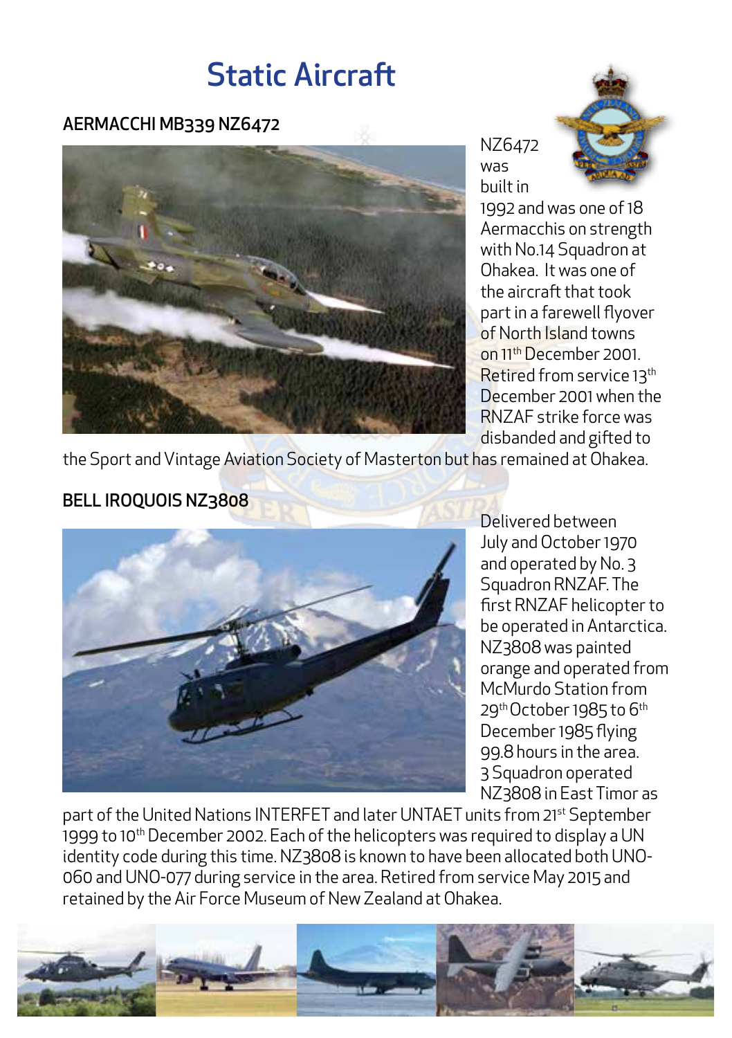# Static Aircraft

## AERMACCHI MB339 NZ6472

NZ6472 was built in 1992 and was one of 18 Aermacchis on strength with No.14 Squadron at Ohakea. It was one of the aircraft that took part in a farewell flyover of North Island towns on 11th December 2001. Retired from service 13th December 2001 when the RNZAF strike force was disbanded and gifted to the Sport and Vintage Aviation Society of Masterton but has remained at Ohakea.

## BELL IROQUOIS NZ3808

Delivered between July and October 1970 and operated by No. 3 Squadron RNZAF. The first RNZAF helicopter to be operated in Antarctica. NZ3808 was painted orange and operated from McMurdo Station from 29th October 1985 to 6th December 1985 flying 99.8 hours in the area. 3 Squadron operated NZ3808 in East Timor as part of the United Nations INTERFET and later UNTAET units from 21st September 1999 to 10th December 2002. Each of the helicopters was required to display a UN identity code during this time. NZ3808 is known to have been allocated both UNO-060 and UNO-077 during service in the area. Retired from service May 2015 and retained by the Air Force Museum of New Zealand at Ohakea.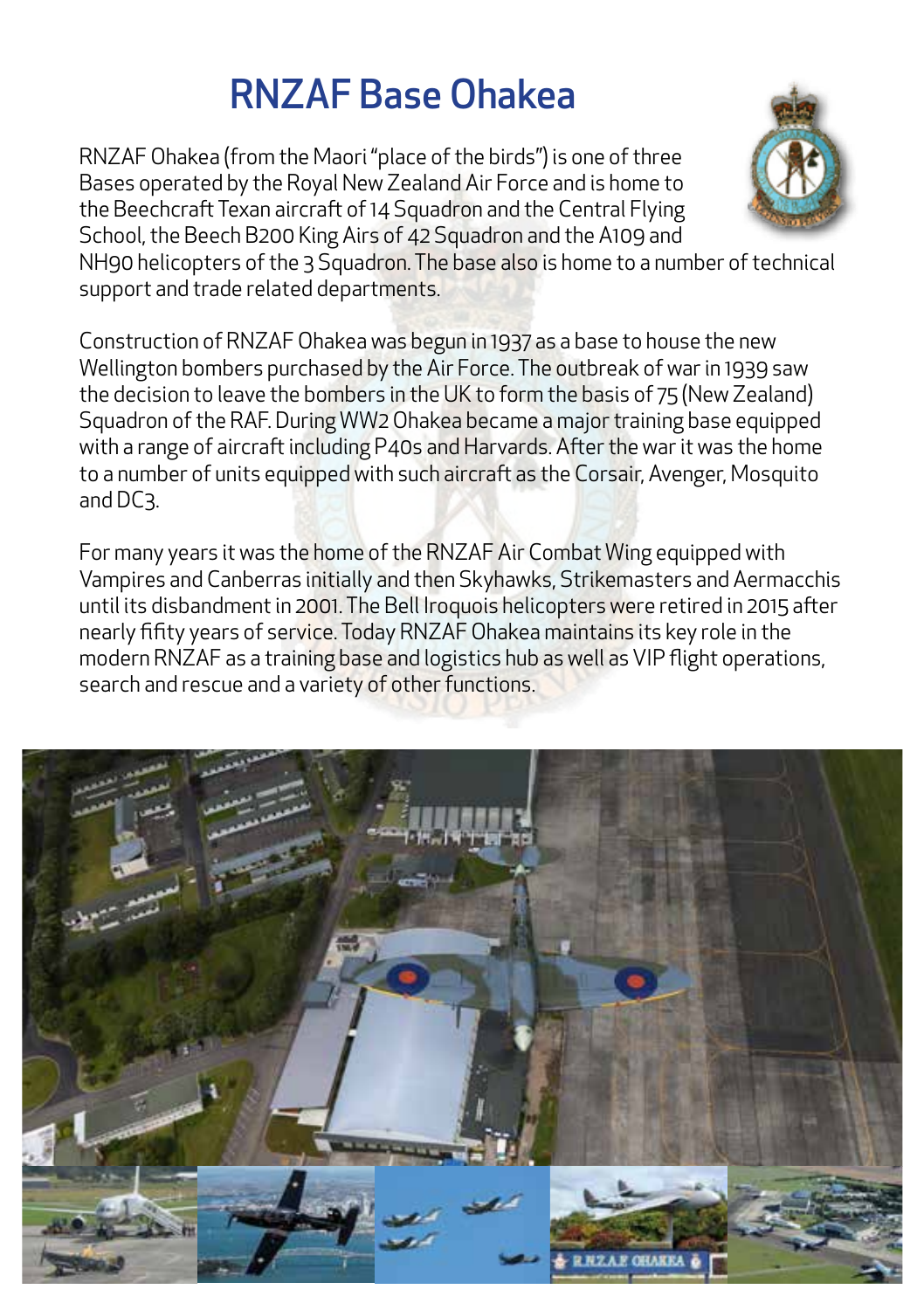# RNZAF Base Ohakea

RNZAF Ohakea (from the Maori "place of the birds") is one of three Bases operated by the Royal New Zealand Air Force and is home to the Beechcraft Texan aircraft of 14 Squadron and the Central Flying School, the Beech B200 King Airs of 42 Squadron and the A109 and NH90 helicopters of the 3 Squadron. The base also is home to a number of technical support and trade related departments.

Construction of RNZAF Ohakea was begun in 1937 as a base to house the new Wellington bombers purchased by the Air Force. The outbreak of war in 1939 saw the decision to leave the bombers in the UK to form the basis of 75 (New Zealand) Squadron of the RAF. During WW2 Ohakea became a major training base equipped with a range of aircraft including P40s and Harvards. After the war it was the home to a number of units equipped with such aircraft as the Corsair, Avenger, Mosquito and DC3.

For many years it was the home of the RNZAF Air Combat Wing equipped with Vampires and Canberras initially and then Skyhawks, Strikemasters and Aermacchis until its disbandment in 2001. The Bell Iroquois helicopters were retired in 2015 after nearly fifity years of service. Today RNZAF Ohakea maintains its key role in the modern RNZAF as a training base and logistics hub as well as VIP flight operations, search and rescue and a variety of other functions.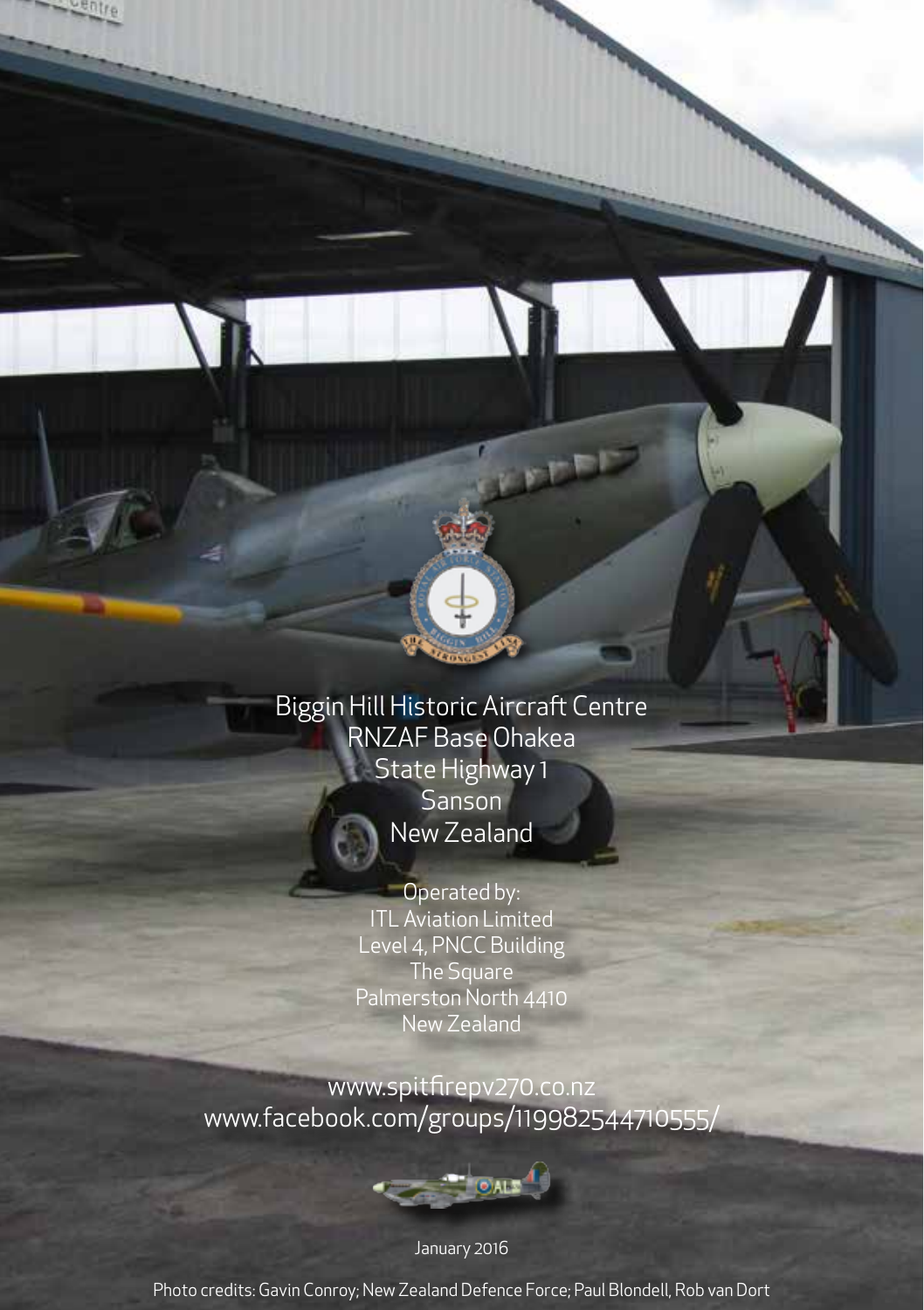Biggin Hill Historic Aircraft Centre
RNZAF Base Ohakea
State Highway 1
Sanson
New Zealand

Operated by:
ITL Aviation Limited
Level 4, PNCC Building
The Square
Palmerston North 4410
New Zealand

www.spitfirepv270.co.nz
www.facebook.com/groups/119982544710555/

January 2016

Photo credits: Gavin Conroy; New Zealand Defence Force; Paul Blondell, Rob van Dort